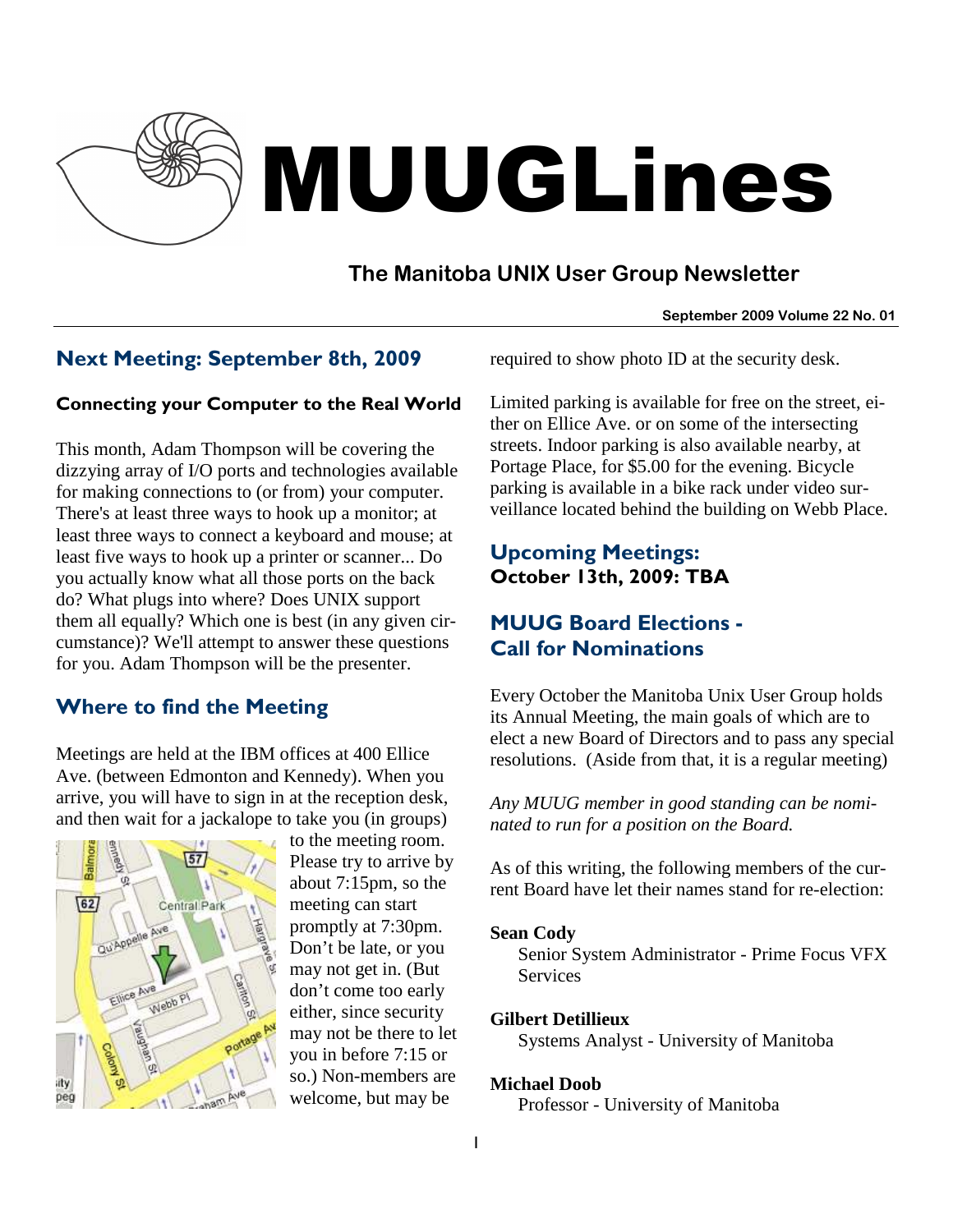# MUUGLines

## The Manitoba UNIX User Group Newsletter

**September 2009 Volume 22 No. 01**

## Next Meeting: September 8th, 2009

### Connecting your Computer to the Real World

This month, Adam Thompson will be covering the dizzying array of I/O ports and technologies available for making connections to (or from) your computer. There's at least three ways to hook up a monitor; at least three ways to connect a keyboard and mouse; at least five ways to hook up a printer or scanner... Do you actually know what all those ports on the back do? What plugs into where? Does UNIX support them all equally? Which one is best (in any given circumstance)? We'll attempt to answer these questions for you. Adam Thompson will be the presenter.

## Where to find the Meeting

Meetings are held at the IBM offices at 400 Ellice Ave. (between Edmonton and Kennedy). When you arrive, you will have to sign in at the reception desk, and then wait for a jackalope to take you (in groups) to the meeting room. Please try to arrive by about 7:15pm, so the meeting can start promptly at 7:30pm. Don't be late, or you may not get in. (But don't come too early either, since security may not be there to let you in before 7:15 or so.) Non-members are welcome, but may be required to show photo ID at the security desk.

Limited parking is available for free on the street, either on Ellice Ave. or on some of the intersecting streets. Indoor parking is also available nearby, at Portage Place, for $5.00 for the evening. Bicycle parking is available in a bike rack under video surveillance located behind the building on Webb Place.

## Upcoming Meetings:

### October 13th, 2009: TBA

## MUUG Board Elections - Call for Nominations

Every October the Manitoba Unix User Group holds its Annual Meeting, the main goals of which are to elect a new Board of Directors and to pass any special resolutions. (Aside from that, it is a regular meeting)

*Any MUUG member in good standing can be nominated to run for a position on the Board.*

As of this writing, the following members of the current Board have let their names stand for re-election:

**Sean Cody**
Senior System Administrator - Prime Focus VFX Services

**Gilbert Detillieux**
Systems Analyst - University of Manitoba

**Michael Doob**
Professor - University of Manitoba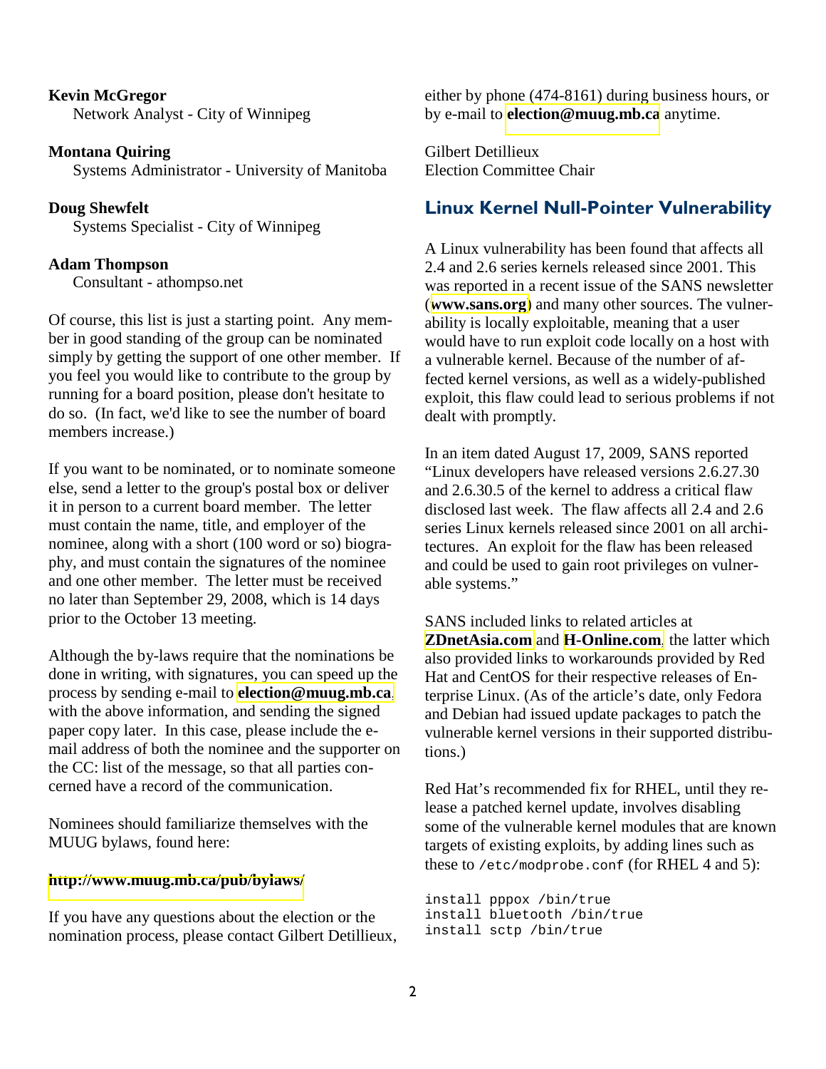**Kevin McGregor**
Network Analyst - City of Winnipeg

**Montana Quiring**
Systems Administrator - University of Manitoba

**Doug Shewfelt**
Systems Specialist - City of Winnipeg

**Adam Thompson**
Consultant - athompso.net

Of course, this list is just a starting point. Any member in good standing of the group can be nominated simply by getting the support of one other member. If you feel you would like to contribute to the group by running for a board position, please don't hesitate to do so. (In fact, we'd like to see the number of board members increase.)

If you want to be nominated, or to nominate someone else, send a letter to the group's postal box or deliver it in person to a current board member. The letter must contain the name, title, and employer of the nominee, along with a short (100 word or so) biography, and must contain the signatures of the nominee and one other member. The letter must be received no later than September 29, 2008, which is 14 days prior to the October 13 meeting.

Although the by-laws require that the nominations be done in writing, with signatures, you can speed up the process by sending e-mail to **election@muug.mb.ca**, with the above information, and sending the signed paper copy later. In this case, please include the e-mail address of both the nominee and the supporter on the CC: list of the message, so that all parties concerned have a record of the communication.

Nominees should familiarize themselves with the MUUG bylaws, found here:

**http://www.muug.mb.ca/pub/bylaws/**

If you have any questions about the election or the nomination process, please contact Gilbert Detillieux, either by phone (474-8161) during business hours, or by e-mail to **election@muug.mb.ca** anytime.

Gilbert Detillieux
Election Committee Chair

## Linux Kernel Null-Pointer Vulnerability

A Linux vulnerability has been found that affects all 2.4 and 2.6 series kernels released since 2001. This was reported in a recent issue of the SANS newsletter (**www.sans.org**) and many other sources. The vulnerability is locally exploitable, meaning that a user would have to run exploit code locally on a host with a vulnerable kernel. Because of the number of affected kernel versions, as well as a widely-published exploit, this flaw could lead to serious problems if not dealt with promptly.

In an item dated August 17, 2009, SANS reported "Linux developers have released versions 2.6.27.30 and 2.6.30.5 of the kernel to address a critical flaw disclosed last week. The flaw affects all 2.4 and 2.6 series Linux kernels released since 2001 on all architectures. An exploit for the flaw has been released and could be used to gain root privileges on vulnerable systems."

SANS included links to related articles at **ZDnetAsia.com** and **H-Online.com**, the latter which also provided links to workarounds provided by Red Hat and CentOS for their respective releases of Enterprise Linux. (As of the article's date, only Fedora and Debian had issued update packages to patch the vulnerable kernel versions in their supported distributions.)

Red Hat's recommended fix for RHEL, until they release a patched kernel update, involves disabling some of the vulnerable kernel modules that are known targets of existing exploits, by adding lines such as these to `/etc/modprobe.conf` (for RHEL 4 and 5):

```
install pppox /bin/true
install bluetooth /bin/true
install sctp /bin/true
```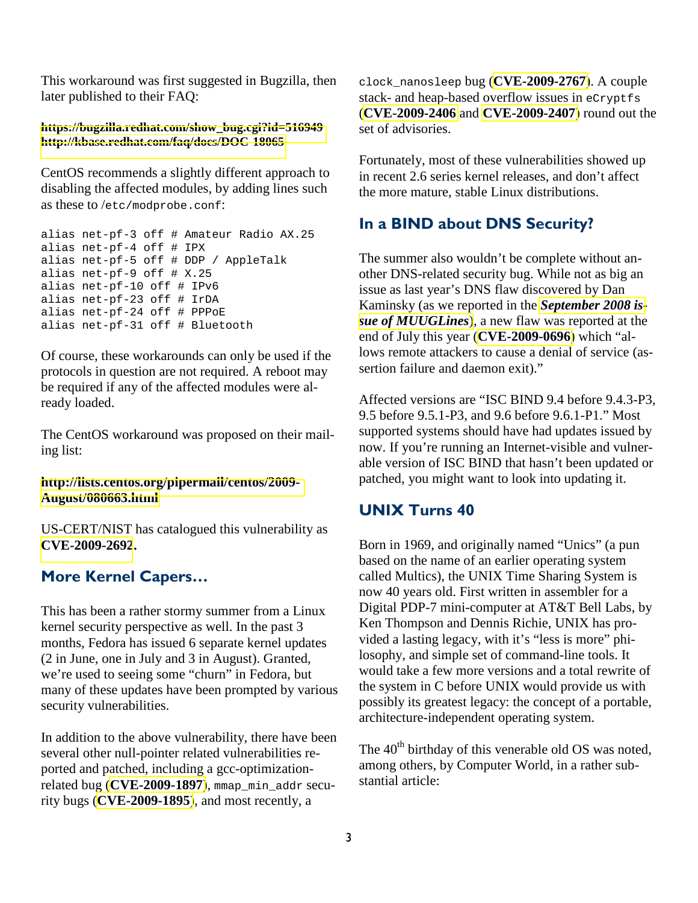This workaround was first suggested in Bugzilla, then later published to their FAQ:

**https://bugzilla.redhat.com/show_bug.cgi?id=516949**
**http://kbase.redhat.com/faq/docs/DOC-18065**

CentOS recommends a slightly different approach to disabling the affected modules, by adding lines such as these to /etc/modprobe.conf:

```
alias net-pf-3 off # Amateur Radio AX.25
alias net-pf-4 off # IPX
alias net-pf-5 off # DDP / AppleTalk
alias net-pf-9 off # X.25
alias net-pf-10 off # IPv6
alias net-pf-23 off # IrDA
alias net-pf-24 off # PPPoE
alias net-pf-31 off # Bluetooth
```

Of course, these workarounds can only be used if the protocols in question are not required. A reboot may be required if any of the affected modules were already loaded.

The CentOS workaround was proposed on their mailing list:

**http://lists.centos.org/pipermail/centos/2009-August/080663.html**

US-CERT/NIST has catalogued this vulnerability as **CVE-2009-2692**.

## More Kernel Capers…

This has been a rather stormy summer from a Linux kernel security perspective as well. In the past 3 months, Fedora has issued 6 separate kernel updates (2 in June, one in July and 3 in August). Granted, we're used to seeing some "churn" in Fedora, but many of these updates have been prompted by various security vulnerabilities.

In addition to the above vulnerability, there have been several other null-pointer related vulnerabilities reported and patched, including a gcc-optimization-related bug (**CVE-2009-1897**), `mmap_min_addr` security bugs (**CVE-2009-1895**), and most recently, a `clock_nanosleep` bug (**CVE-2009-2767**). A couple stack- and heap-based overflow issues in `eCryptfs` (**CVE-2009-2406** and **CVE-2009-2407**) round out the set of advisories.

Fortunately, most of these vulnerabilities showed up in recent 2.6 series kernel releases, and don't affect the more mature, stable Linux distributions.

## In a BIND about DNS Security?

The summer also wouldn't be complete without another DNS-related security bug. While not as big an issue as last year's DNS flaw discovered by Dan Kaminsky (as we reported in the ***September 2008 issue of MUUGLines***), a new flaw was reported at the end of July this year (**CVE-2009-0696**) which "allows remote attackers to cause a denial of service (assertion failure and daemon exit)."

Affected versions are "ISC BIND 9.4 before 9.4.3-P3, 9.5 before 9.5.1-P3, and 9.6 before 9.6.1-P1." Most supported systems should have had updates issued by now. If you're running an Internet-visible and vulnerable version of ISC BIND that hasn't been updated or patched, you might want to look into updating it.

## UNIX Turns 40

Born in 1969, and originally named "Unics" (a pun based on the name of an earlier operating system called Multics), the UNIX Time Sharing System is now 40 years old. First written in assembler for a Digital PDP-7 mini-computer at AT&T Bell Labs, by Ken Thompson and Dennis Richie, UNIX has provided a lasting legacy, with it's "less is more" philosophy, and simple set of command-line tools. It would take a few more versions and a total rewrite of the system in C before UNIX would provide us with possibly its greatest legacy: the concept of a portable, architecture-independent operating system.

The 40th birthday of this venerable old OS was noted, among others, by Computer World, in a rather substantial article: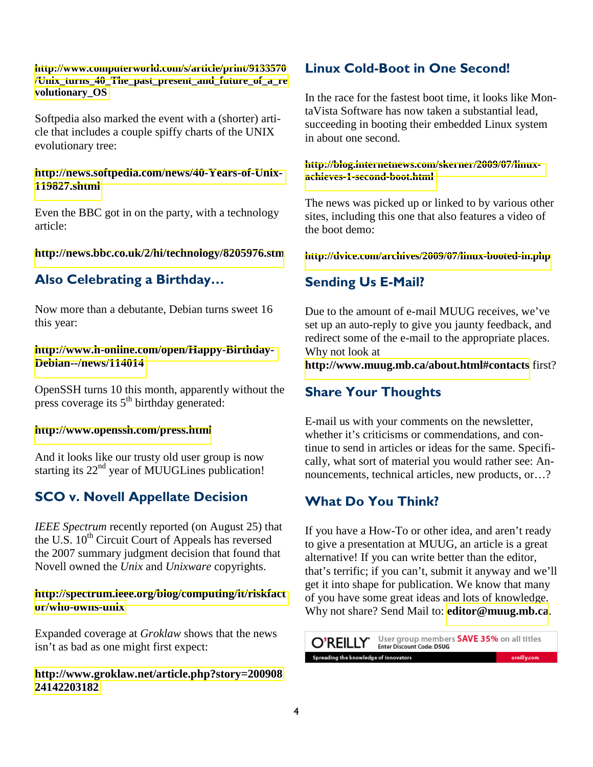**http://www.computerworld.com/s/article/print/9133570/Unix_turns_40_The_past_present_and_future_of_a_revolutionary_OS**

Softpedia also marked the event with a (shorter) article that includes a couple spiffy charts of the UNIX evolutionary tree:

**http://news.softpedia.com/news/40-Years-of-Unix-119827.shtml**

Even the BBC got in on the party, with a technology article:

**http://news.bbc.co.uk/2/hi/technology/8205976.stm**

## Also Celebrating a Birthday…

Now more than a debutante, Debian turns sweet 16 this year:

**http://www.h-online.com/open/Happy-Birthday-Debian--/news/114014**

OpenSSH turns 10 this month, apparently without the press coverage its 5th birthday generated:

**http://www.openssh.com/press.html**

And it looks like our trusty old user group is now starting its 22nd year of MUUGLines publication!

## SCO v. Novell Appellate Decision

*IEEE Spectrum* recently reported (on August 25) that the U.S. 10th Circuit Court of Appeals has reversed the 2007 summary judgment decision that found that Novell owned the *Unix* and *Unixware* copyrights.

**http://spectrum.ieee.org/blog/computing/it/riskfactor/who-owns-unix**

Expanded coverage at *Groklaw* shows that the news isn't as bad as one might first expect:

**http://www.groklaw.net/article.php?story=20090824142203182**

## Linux Cold-Boot in One Second!

In the race for the fastest boot time, it looks like MontaVista Software has now taken a substantial lead, succeeding in booting their embedded Linux system in about one second.

**http://blog.internetnews.com/skerner/2009/07/linux-achieves-1-second-boot.html**

The news was picked up or linked to by various other sites, including this one that also features a video of the boot demo:

**http://dvice.com/archives/2009/07/linux-booted-in.php**

## Sending Us E-Mail?

Due to the amount of e-mail MUUG receives, we've set up an auto-reply to give you jaunty feedback, and redirect some of the e-mail to the appropriate places. Why not look at **http://www.muug.mb.ca/about.html#contacts** first?

## Share Your Thoughts

E-mail us with your comments on the newsletter, whether it's criticisms or commendations, and continue to send in articles or ideas for the same. Specifically, what sort of material you would rather see: Announcements, technical articles, new products, or…?

## What Do You Think?

If you have a How-To or other idea, and aren't ready to give a presentation at MUUG, an article is a great alternative! If you can write better than the editor, that's terrific; if you can't, submit it anyway and we'll get it into shape for publication. We know that many of you have some great ideas and lots of knowledge. Why not share? Send Mail to: **editor@muug.mb.ca**.

O'REILLY User group members SAVE 35% on all titles
Enter Discount Code: DSUG
Spreading the knowledge of innovators oreilly.com